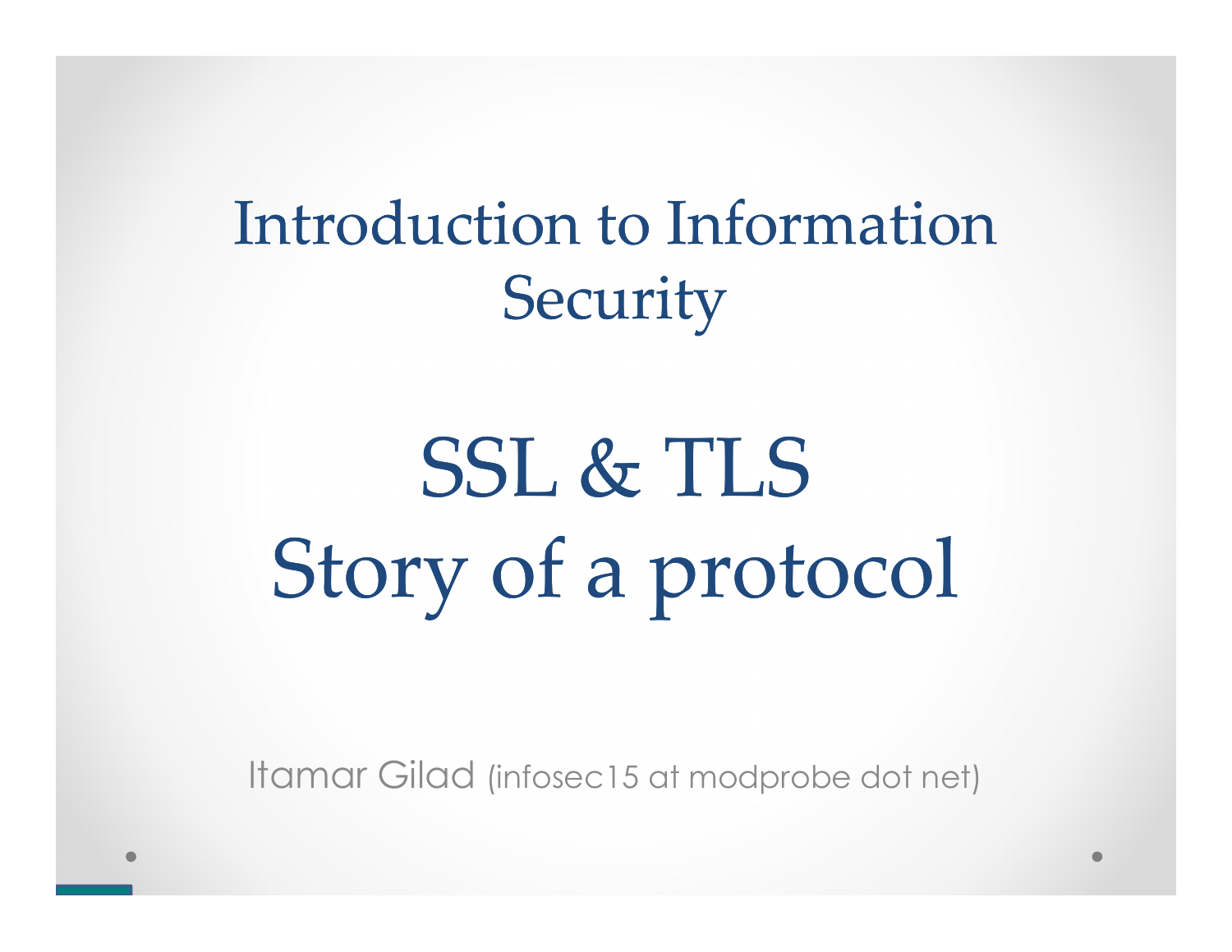# Introduction to Information Security

# SSL & TLS
# Story of a protocol

Itamar Gilad (infosec15 at modprobe dot net)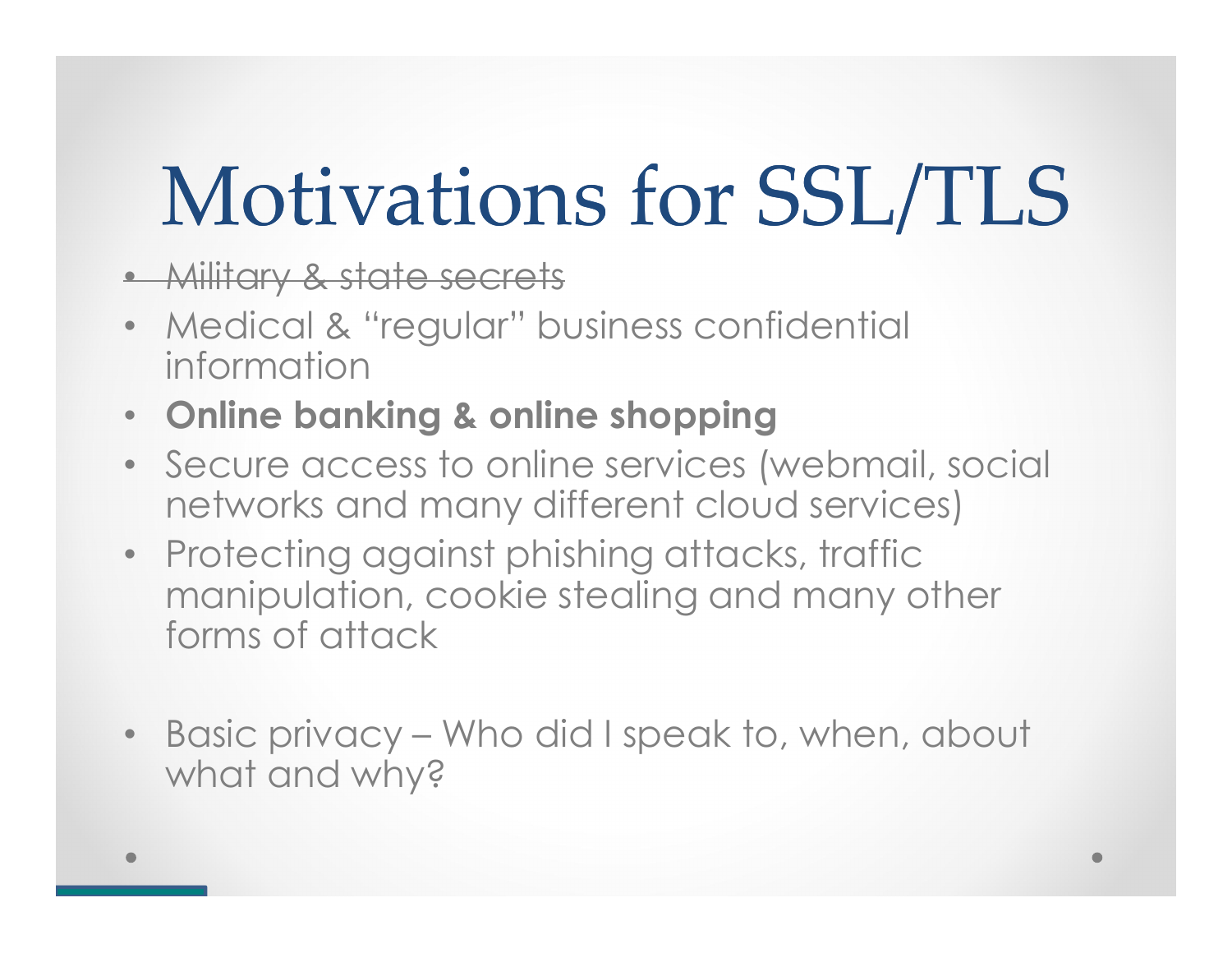# Motivations for SSL/TLS

- ~~Military & state secrets~~
- Medical & "regular" business confidential information
- **Online banking & online shopping**
- Secure access to online services (webmail, social networks and many different cloud services)
- Protecting against phishing attacks, traffic manipulation, cookie stealing and many other forms of attack

- Basic privacy – Who did I speak to, when, about what and why?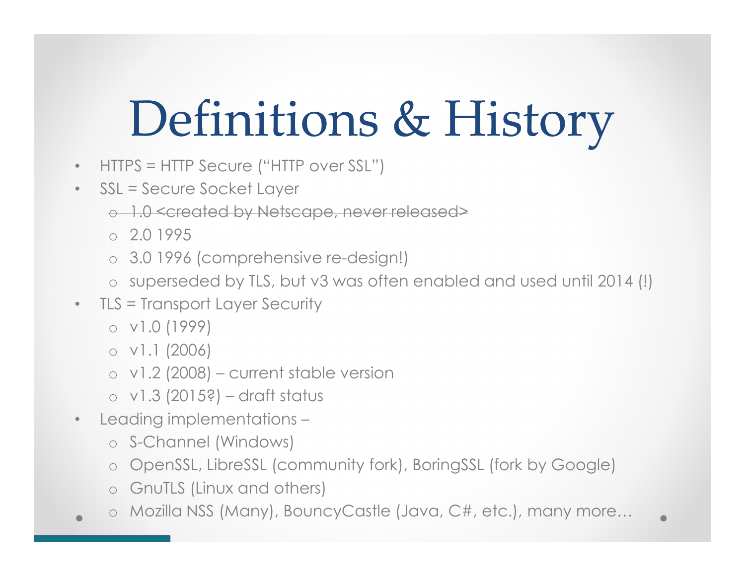# Definitions & History

- HTTPS = HTTP Secure (“HTTP over SSL”)
- SSL = Secure Socket Layer
  - ~~1.0 <created by Netscape, never released>~~
  - 2.0 1995
  - 3.0 1996 (comprehensive re-design!)
  - superseded by TLS, but v3 was often enabled and used until 2014 (!)
- TLS = Transport Layer Security
  - v1.0 (1999)
  - v1.1 (2006)
  - v1.2 (2008) – current stable version
  - v1.3 (2015?) – draft status
- Leading implementations –
  - S-Channel (Windows)
  - OpenSSL, LibreSSL (community fork), BoringSSL (fork by Google)
  - GnuTLS (Linux and others)
  - Mozilla NSS (Many), BouncyCastle (Java, C#, etc.), many more…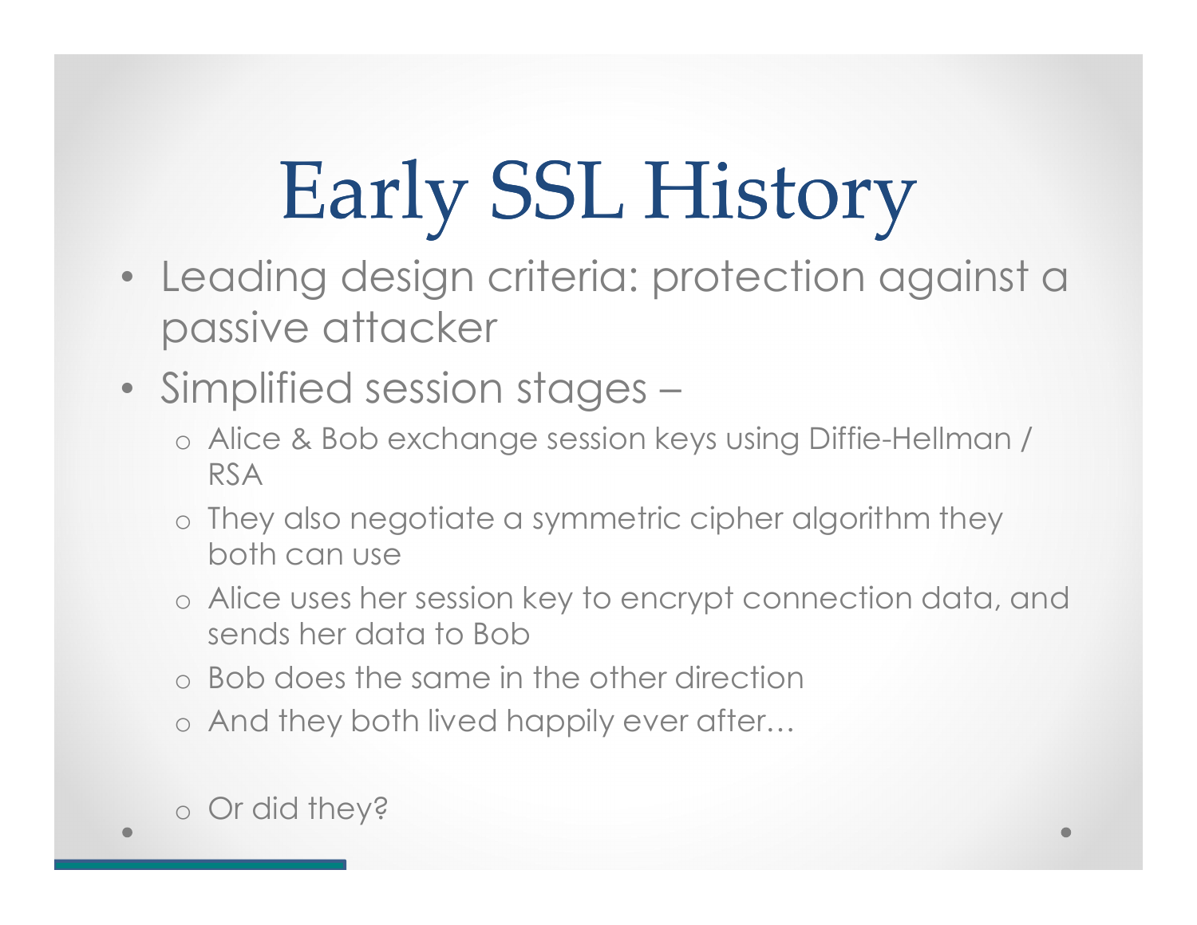# Early SSL History

- Leading design criteria: protection against a passive attacker
- Simplified session stages –
  - Alice & Bob exchange session keys using Diffie-Hellman / RSA
  - They also negotiate a symmetric cipher algorithm they both can use
  - Alice uses her session key to encrypt connection data, and sends her data to Bob
  - Bob does the same in the other direction
  - And they both lived happily ever after…

  - Or did they?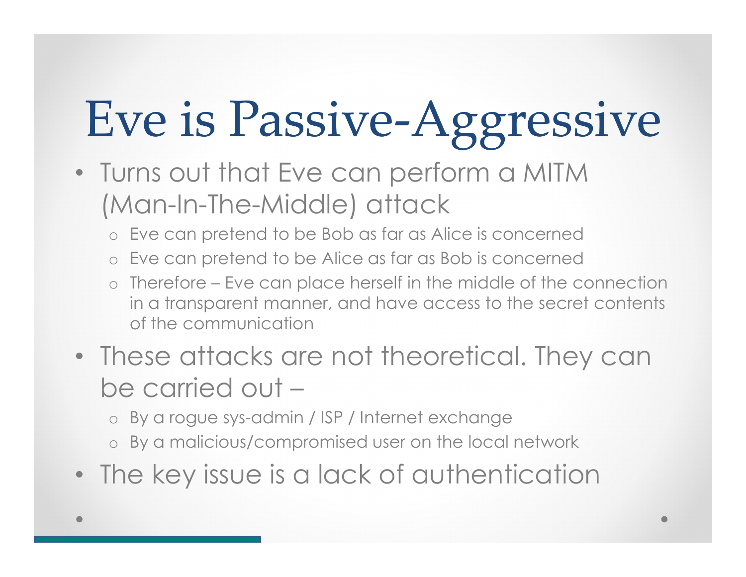# Eve is Passive-Aggressive

- Turns out that Eve can perform a MITM (Man-In-The-Middle) attack
  - Eve can pretend to be Bob as far as Alice is concerned
  - Eve can pretend to be Alice as far as Bob is concerned
  - Therefore – Eve can place herself in the middle of the connection in a transparent manner, and have access to the secret contents of the communication
- These attacks are not theoretical. They can be carried out –
  - By a rogue sys-admin / ISP / Internet exchange
  - By a malicious/compromised user on the local network
- The key issue is a lack of authentication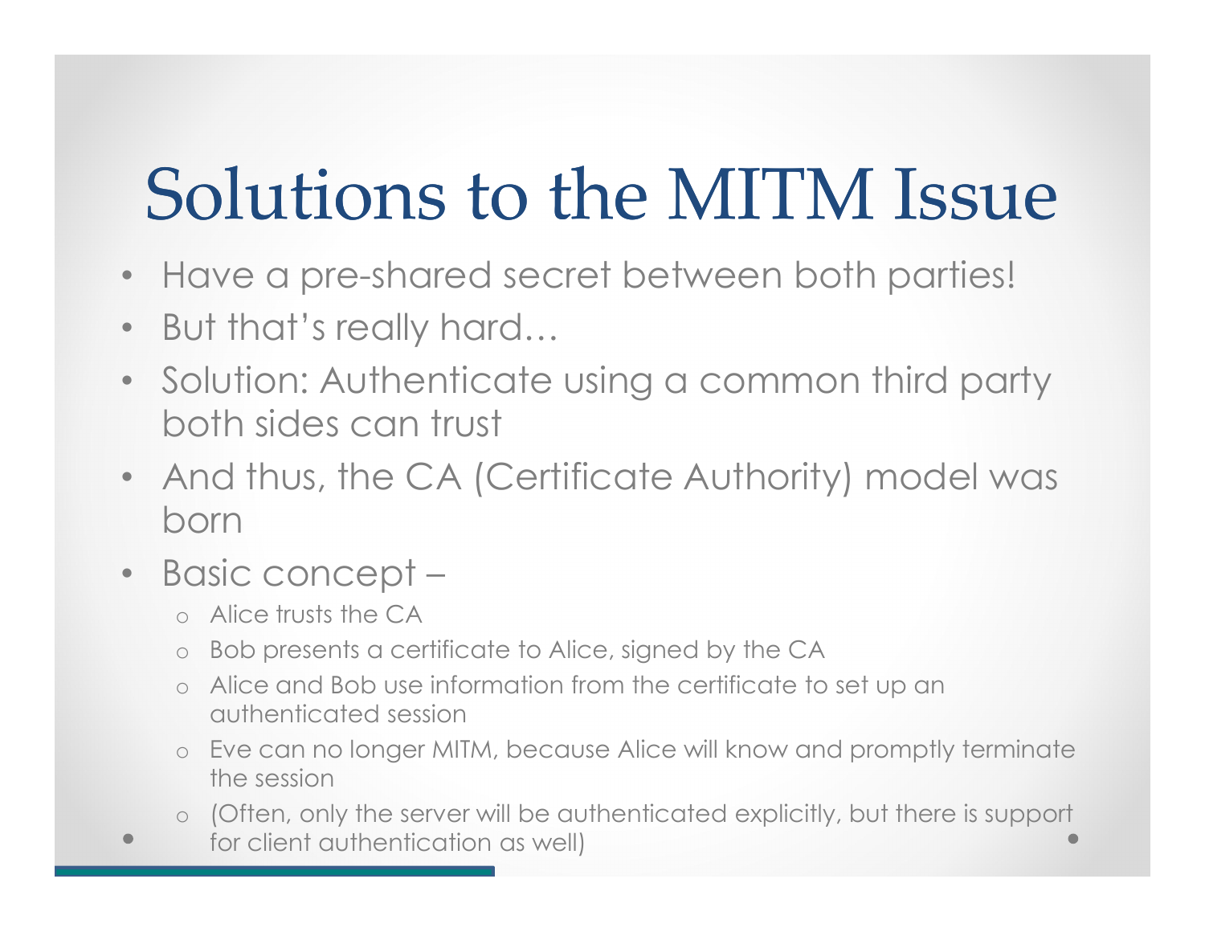# Solutions to the MITM Issue

- Have a pre-shared secret between both parties!
- But that's really hard…
- Solution: Authenticate using a common third party both sides can trust
- And thus, the CA (Certificate Authority) model was born
- Basic concept –
  - Alice trusts the CA
  - Bob presents a certificate to Alice, signed by the CA
  - Alice and Bob use information from the certificate to set up an authenticated session
  - Eve can no longer MITM, because Alice will know and promptly terminate the session
  - (Often, only the server will be authenticated explicitly, but there is support for client authentication as well)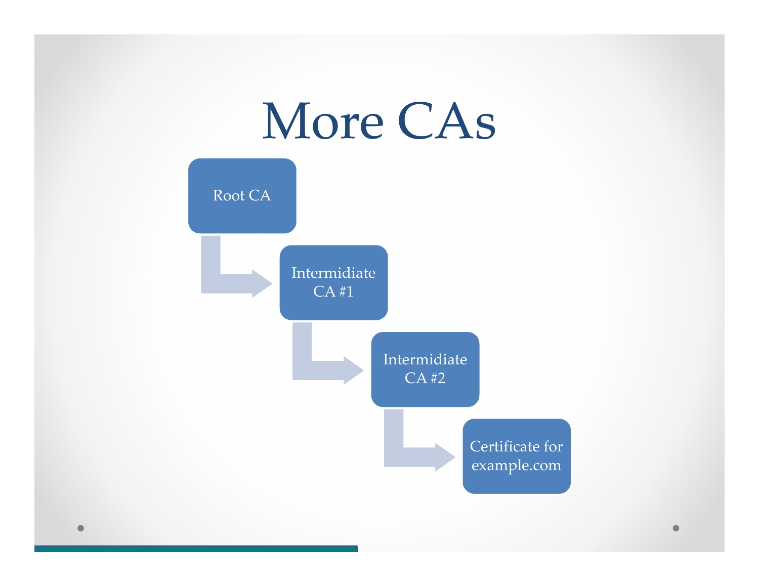# More CAs

Root CA

Intermidiate CA #1

Intermidiate CA #2

Certificate for example.com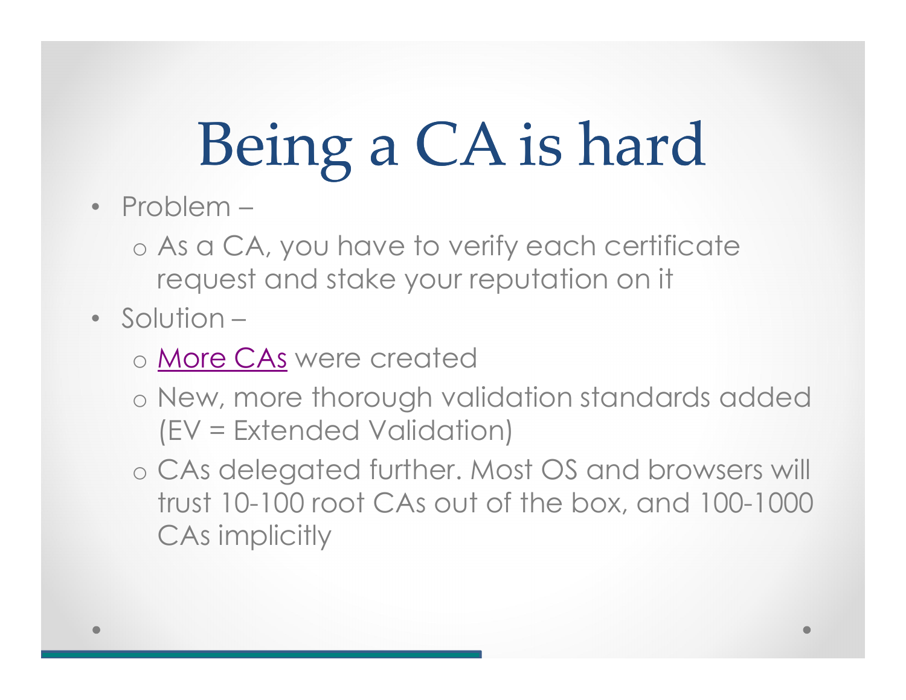# Being a CA is hard

- Problem –
  - As a CA, you have to verify each certificate request and stake your reputation on it
- Solution –
  - More CAs were created
  - New, more thorough validation standards added (EV = Extended Validation)
  - CAs delegated further. Most OS and browsers will trust 10-100 root CAs out of the box, and 100-1000 CAs implicitly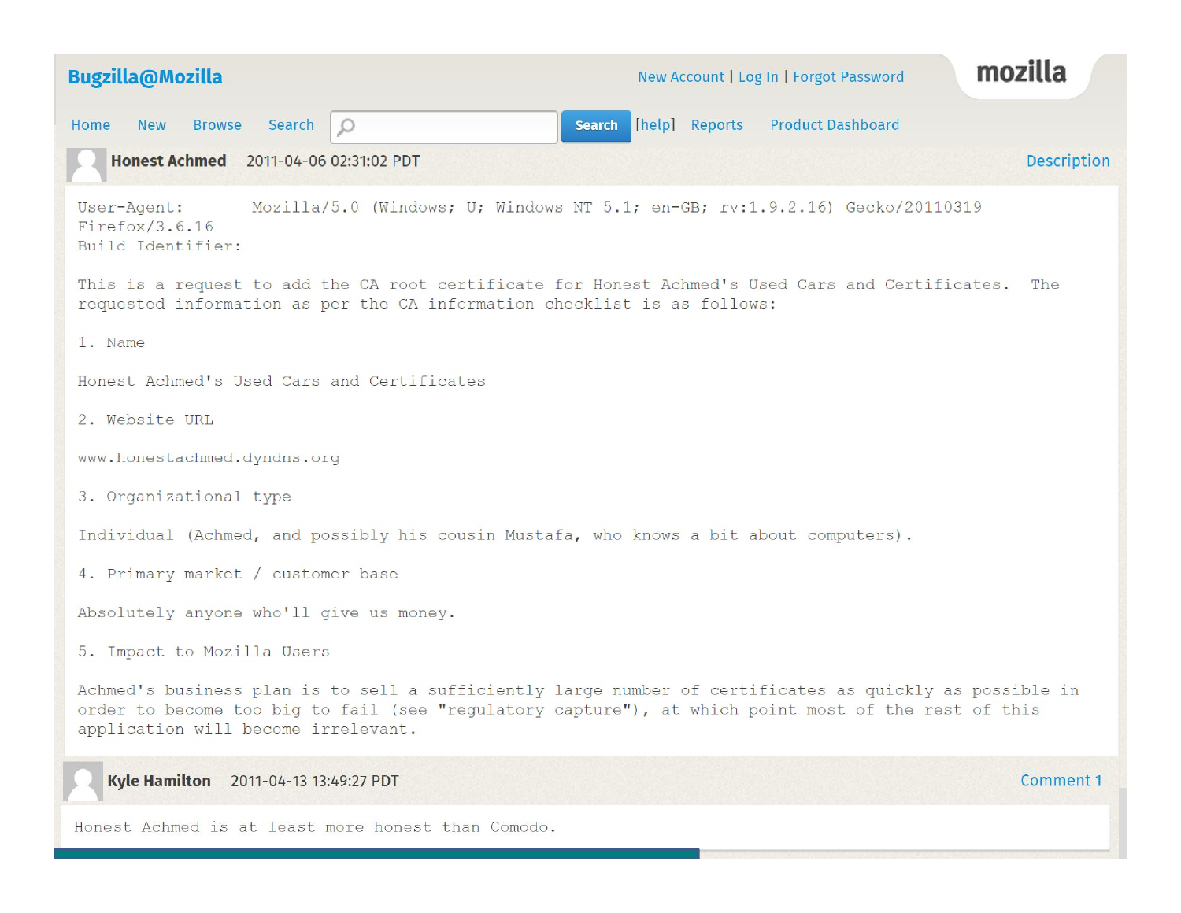**Bugzilla@Mozilla**

New Account | Log In | Forgot Password

mozilla

Home New Browse Search Search [help] Reports Product Dashboard

**Honest Achmed** 2011-04-06 02:31:02 PDT Description

```
User-Agent:       Mozilla/5.0 (Windows; U; Windows NT 5.1; en-GB; rv:1.9.2.16) Gecko/20110319
Firefox/3.6.16
Build Identifier:

This is a request to add the CA root certificate for Honest Achmed's Used Cars and Certificates.  The
requested information as per the CA information checklist is as follows:

1. Name

Honest Achmed's Used Cars and Certificates

2. Website URL

www.honestachmed.dyndns.org

3. Organizational type

Individual (Achmed, and possibly his cousin Mustafa, who knows a bit about computers).

4. Primary market / customer base

Absolutely anyone who'll give us money.

5. Impact to Mozilla Users

Achmed's business plan is to sell a sufficiently large number of certificates as quickly as possible in
order to become too big to fail (see "regulatory capture"), at which point most of the rest of this
application will become irrelevant.
```

**Kyle Hamilton** 2011-04-13 13:49:27 PDT Comment 1

```
Honest Achmed is at least more honest than Comodo.
```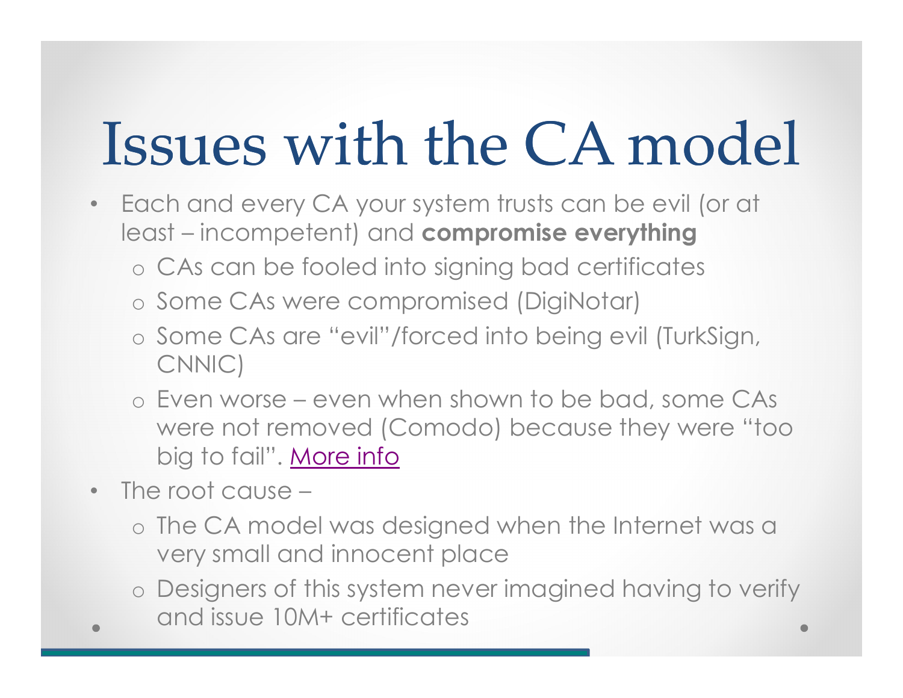# Issues with the CA model

- Each and every CA your system trusts can be evil (or at least – incompetent) and **compromise everything**
  - CAs can be fooled into signing bad certificates
  - Some CAs were compromised (DigiNotar)
  - Some CAs are "evil"/forced into being evil (TurkSign, CNNIC)
  - Even worse – even when shown to be bad, some CAs were not removed (Comodo) because they were "too big to fail". More info
- The root cause –
  - The CA model was designed when the Internet was a very small and innocent place
  - Designers of this system never imagined having to verify and issue 10M+ certificates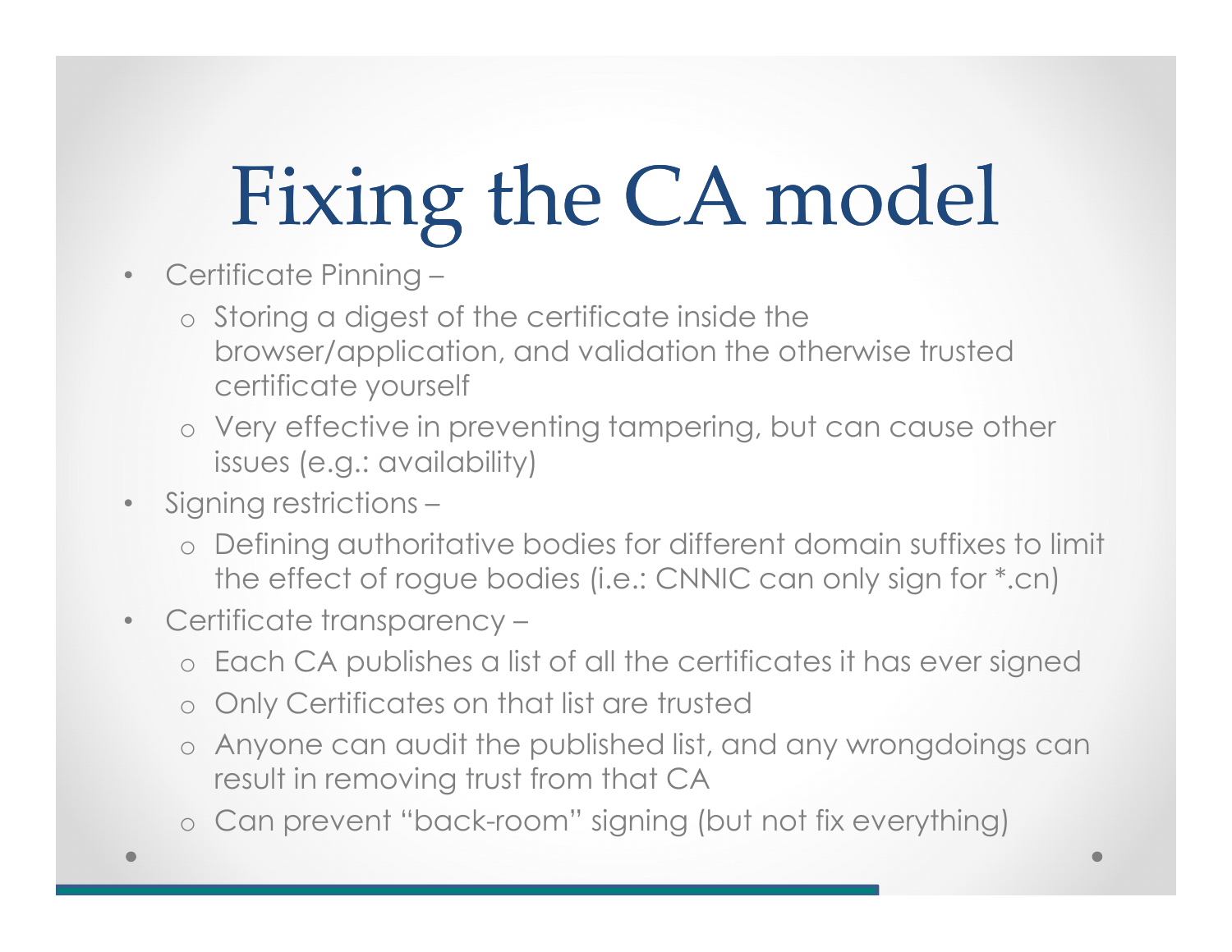# Fixing the CA model

- Certificate Pinning –
  - Storing a digest of the certificate inside the browser/application, and validation the otherwise trusted certificate yourself
  - Very effective in preventing tampering, but can cause other issues (e.g.: availability)
- Signing restrictions –
  - Defining authoritative bodies for different domain suffixes to limit the effect of rogue bodies (i.e.: CNNIC can only sign for *.cn)
- Certificate transparency –
  - Each CA publishes a list of all the certificates it has ever signed
  - Only Certificates on that list are trusted
  - Anyone can audit the published list, and any wrongdoings can result in removing trust from that CA
  - Can prevent "back-room" signing (but not fix everything)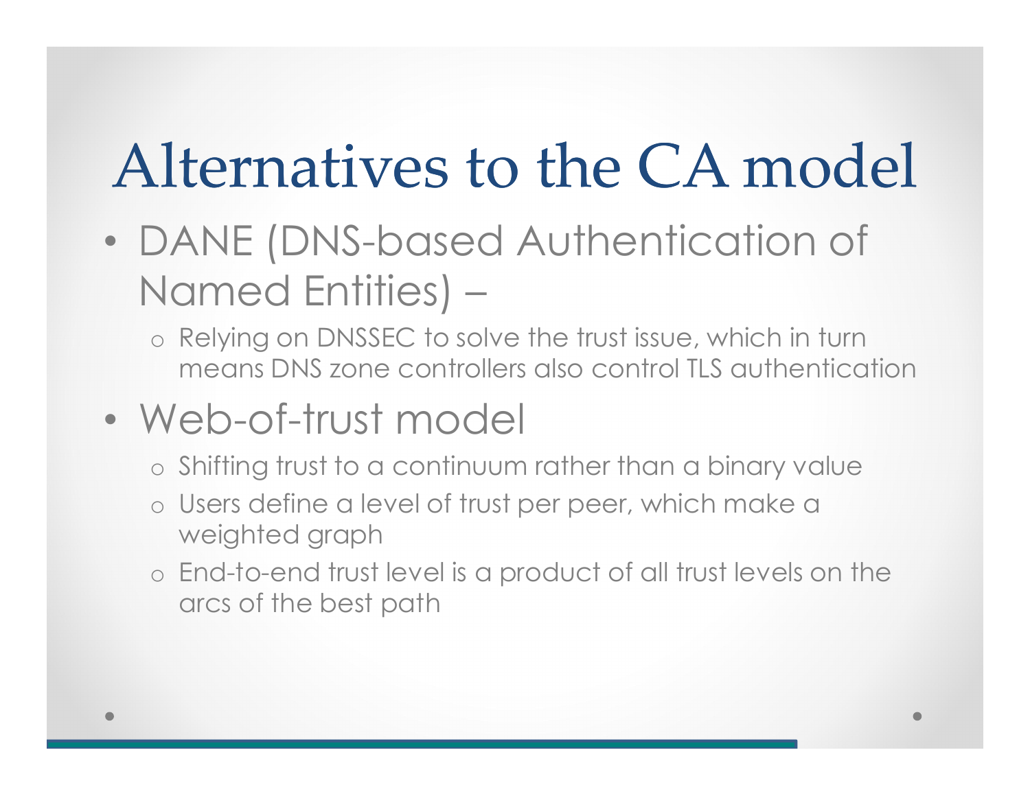# Alternatives to the CA model

- DANE (DNS-based Authentication of Named Entities) –
  - Relying on DNSSEC to solve the trust issue, which in turn means DNS zone controllers also control TLS authentication
- Web-of-trust model
  - Shifting trust to a continuum rather than a binary value
  - Users define a level of trust per peer, which make a weighted graph
  - End-to-end trust level is a product of all trust levels on the arcs of the best path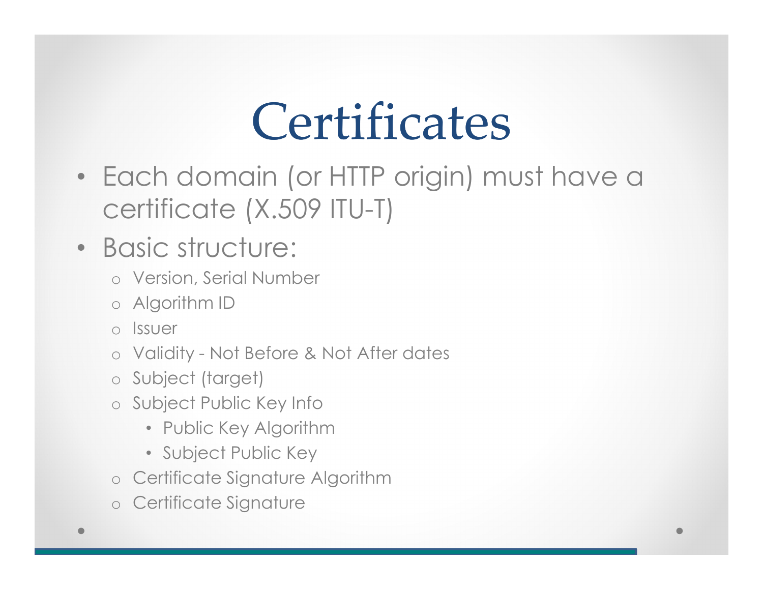# Certificates

- Each domain (or HTTP origin) must have a certificate (X.509 ITU-T)
- Basic structure:
  - Version, Serial Number
  - Algorithm ID
  - Issuer
  - Validity - Not Before & Not After dates
  - Subject (target)
  - Subject Public Key Info
    - Public Key Algorithm
    - Subject Public Key
  - Certificate Signature Algorithm
  - Certificate Signature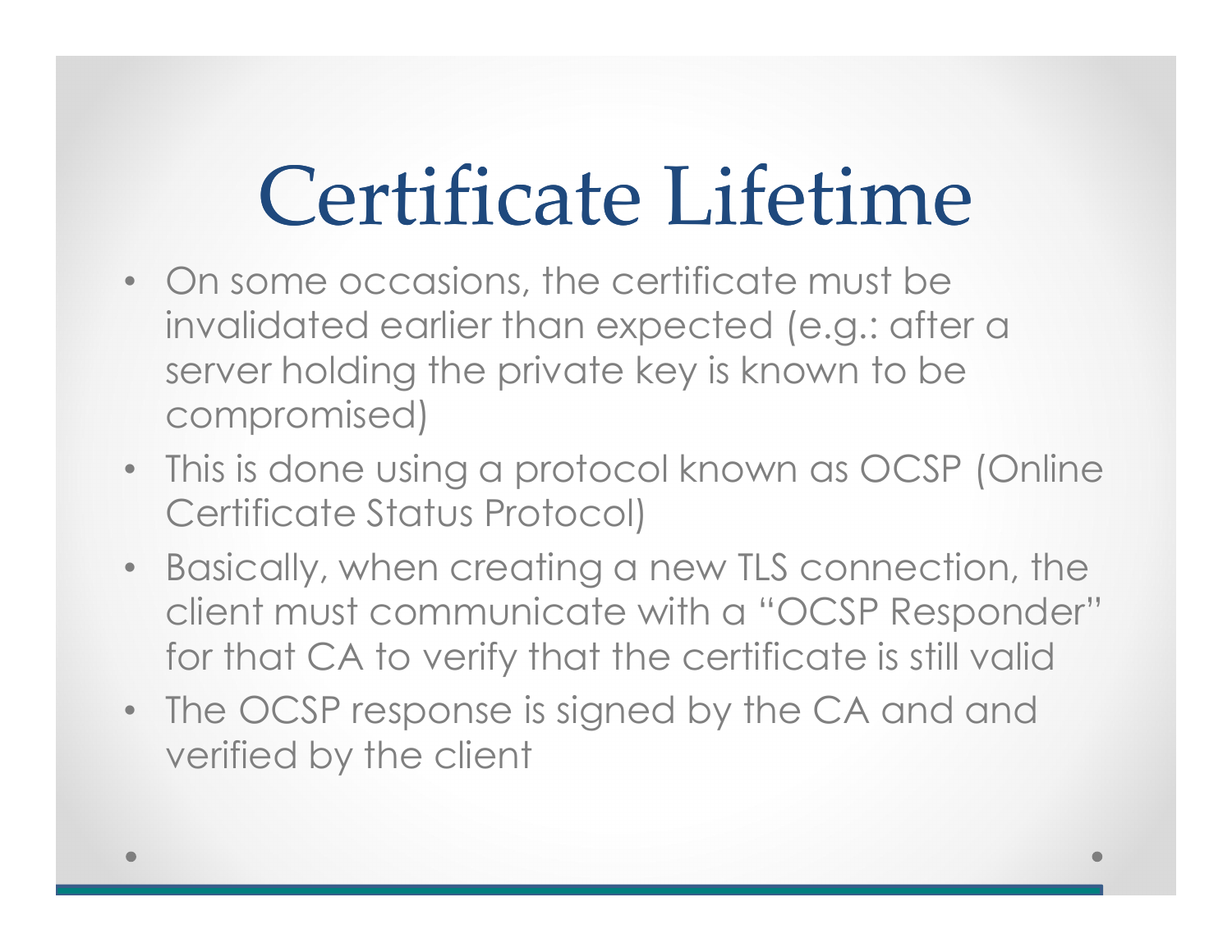# Certificate Lifetime

- On some occasions, the certificate must be invalidated earlier than expected (e.g.: after a server holding the private key is known to be compromised)
- This is done using a protocol known as OCSP (Online Certificate Status Protocol)
- Basically, when creating a new TLS connection, the client must communicate with a "OCSP Responder" for that CA to verify that the certificate is still valid
- The OCSP response is signed by the CA and and verified by the client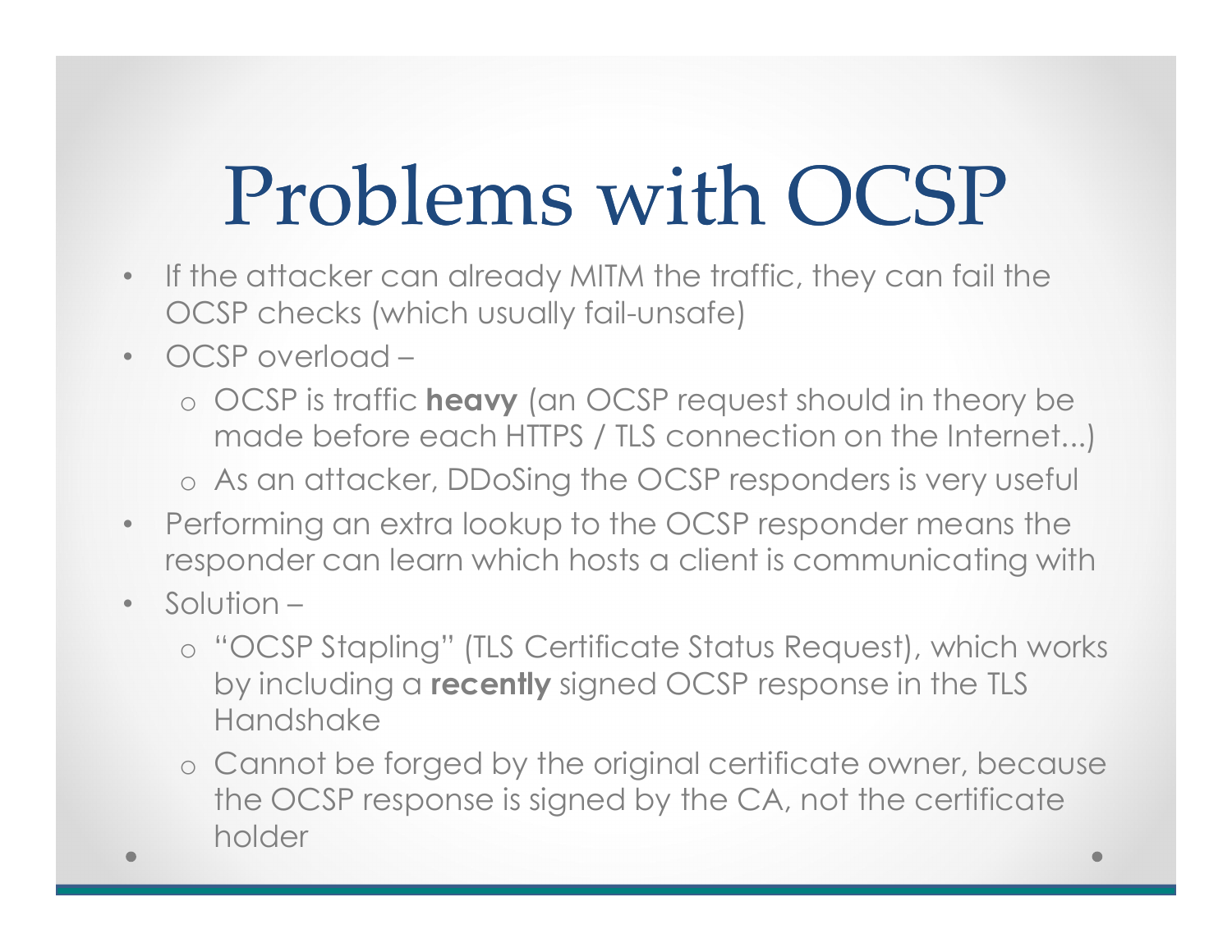# Problems with OCSP

- If the attacker can already MITM the traffic, they can fail the OCSP checks (which usually fail-unsafe)
- OCSP overload –
  - OCSP is traffic **heavy** (an OCSP request should in theory be made before each HTTPS / TLS connection on the Internet...)
  - As an attacker, DDoSing the OCSP responders is very useful
- Performing an extra lookup to the OCSP responder means the responder can learn which hosts a client is communicating with
- Solution –
  - "OCSP Stapling" (TLS Certificate Status Request), which works by including a **recently** signed OCSP response in the TLS Handshake
  - Cannot be forged by the original certificate owner, because the OCSP response is signed by the CA, not the certificate holder